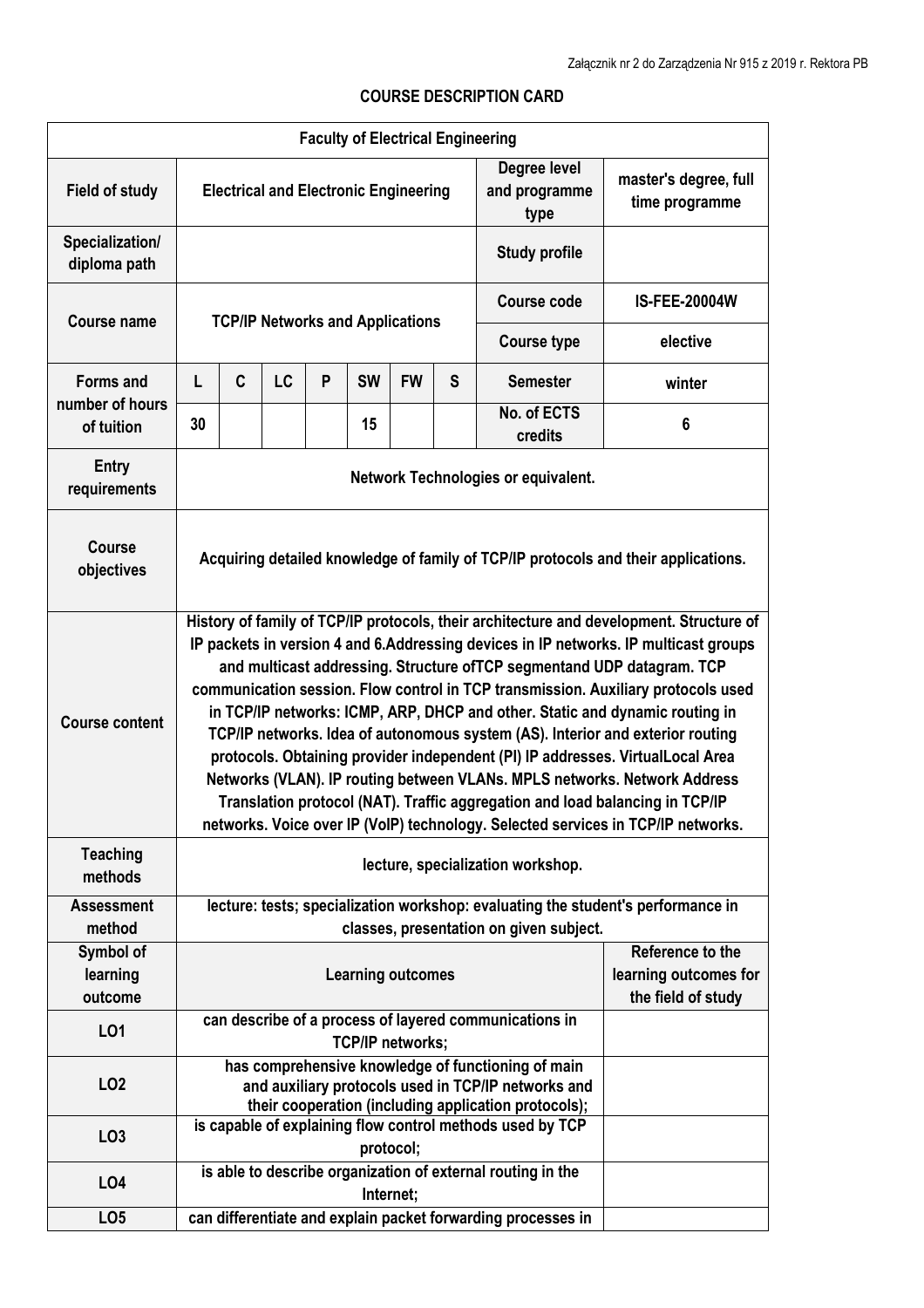Załącznik nr 2 do Zarządzenia Nr 915 z 2019 r. Rektora PB

## COURSE DESCRIPTION CARD

| Faculty of Electrical Engineering | | | | | | | | | |
|---|---|---|---|---|---|---|---|---|---|
| **Field of study** | Electrical and Electronic Engineering | | | | | | | **Degree level and programme type** | master's degree, full time programme |
| **Specialization/ diploma path** | | | | | | | | **Study profile** | |
| **Course name** | TCP/IP Networks and Applications | | | | | | | **Course code** | IS-FEE-20004W |
| | | | | | | | | **Course type** | elective |
| **Forms and number of hours of tuition** | L | C | LC | P | SW | FW | S | **Semester** | winter |
| | 30 | | | | 15 | | | **No. of ECTS credits** | 6 |
| **Entry requirements** | Network Technologies or equivalent. | | | | | | | | |
| **Course objectives** | Acquiring detailed knowledge of family of TCP/IP protocols and their applications. | | | | | | | | |
| **Course content** | History of family of TCP/IP protocols, their architecture and development. Structure of IP packets in version 4 and 6.Addressing devices in IP networks. IP multicast groups and multicast addressing. Structure ofTCP segmentand UDP datagram. TCP communication session. Flow control in TCP transmission. Auxiliary protocols used in TCP/IP networks: ICMP, ARP, DHCP and other. Static and dynamic routing in TCP/IP networks. Idea of autonomous system (AS). Interior and exterior routing protocols. Obtaining provider independent (PI) IP addresses. VirtualLocal Area Networks (VLAN). IP routing between VLANs. MPLS networks. Network Address Translation protocol (NAT). Traffic aggregation and load balancing in TCP/IP networks. Voice over IP (VoIP) technology. Selected services in TCP/IP networks. | | | | | | | | |
| **Teaching methods** | lecture, specialization workshop. | | | | | | | | |
| **Assessment method** | lecture: tests; specialization workshop: evaluating the student's performance in classes, presentation on given subject. | | | | | | | | |
| **Symbol of learning outcome** | Learning outcomes | | | | | | | | **Reference to the learning outcomes for the field of study** |
| LO1 | can describe of a process of layered communications in TCP/IP networks; | | | | | | | | |
| LO2 | has comprehensive knowledge of functioning of main and auxiliary protocols used in TCP/IP networks and their cooperation (including application protocols); | | | | | | | | |
| LO3 | is capable of explaining flow control methods used by TCP protocol; | | | | | | | | |
| LO4 | is able to describe organization of external routing in the Internet; | | | | | | | | |
| LO5 | can differentiate and explain packet forwarding processes in | | | | | | | | |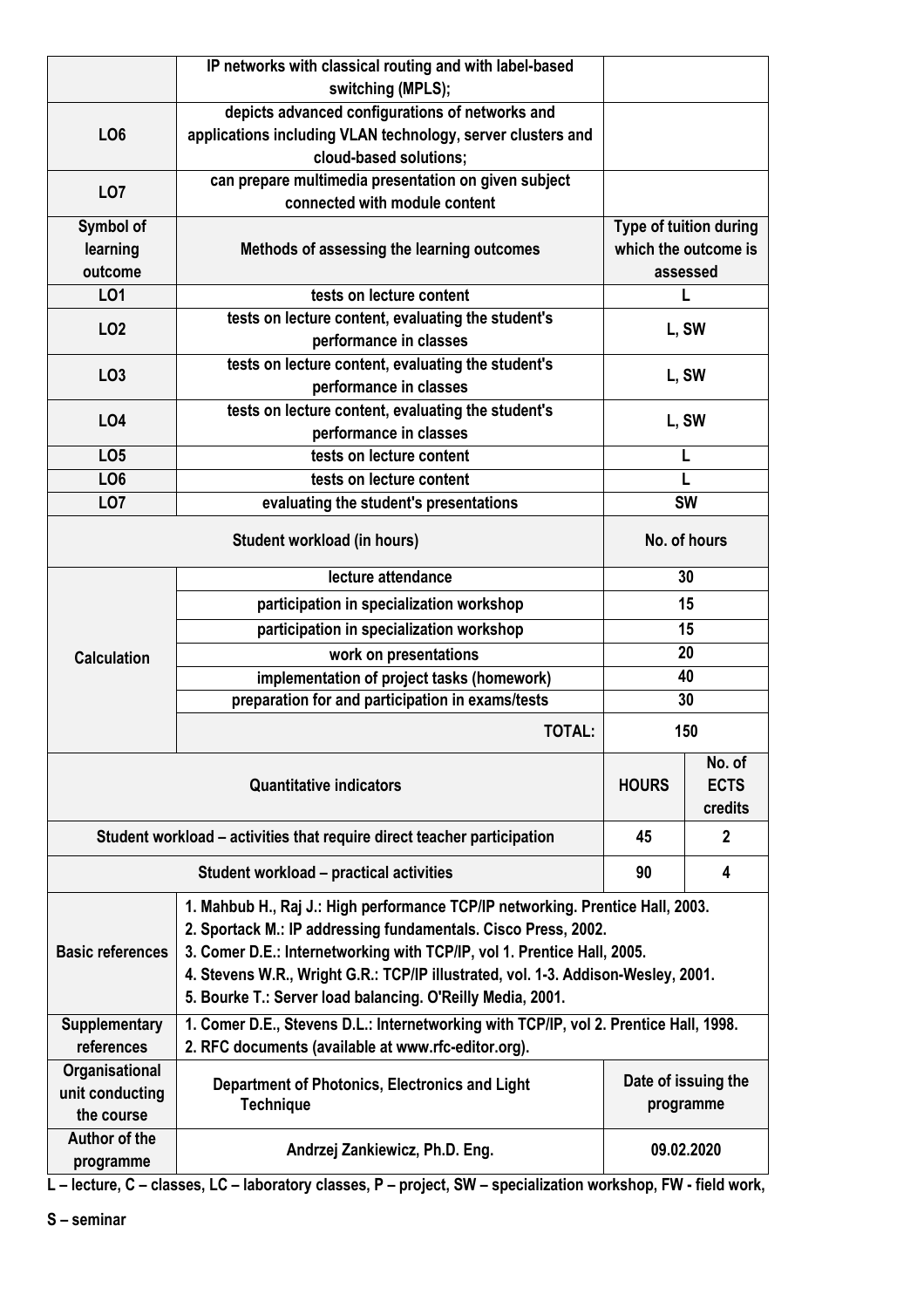| | | | |
|---|---|---|---|
| | IP networks with classical routing and with label-based switching (MPLS); | | |
| LO6 | depicts advanced configurations of networks and applications including VLAN technology, server clusters and cloud-based solutions; | | |
| LO7 | can prepare multimedia presentation on given subject connected with module content | | |
| Symbol of learning outcome | Methods of assessing the learning outcomes | Type of tuition during which the outcome is assessed | |
| LO1 | tests on lecture content | L | |
| LO2 | tests on lecture content, evaluating the student's performance in classes | L, SW | |
| LO3 | tests on lecture content, evaluating the student's performance in classes | L, SW | |
| LO4 | tests on lecture content, evaluating the student's performance in classes | L, SW | |
| LO5 | tests on lecture content | L | |
| LO6 | tests on lecture content | L | |
| LO7 | evaluating the student's presentations | SW | |
| Student workload (in hours) | | No. of hours | |
| Calculation | lecture attendance | 30 | |
| | participation in specialization workshop | 15 | |
| | participation in specialization workshop | 15 | |
| | work on presentations | 20 | |
| | implementation of project tasks (homework) | 40 | |
| | preparation for and participation in exams/tests | 30 | |
| | TOTAL: | 150 | |
| Quantitative indicators | | HOURS | No. of ECTS credits |
| Student workload – activities that require direct teacher participation | | 45 | 2 |
| Student workload – practical activities | | 90 | 4 |
| Basic references | 1. Mahbub H., Raj J.: High performance TCP/IP networking. Prentice Hall, 2003.<br>2. Sportack M.: IP addressing fundamentals. Cisco Press, 2002.<br>3. Comer D.E.: Internetworking with TCP/IP, vol 1. Prentice Hall, 2005.<br>4. Stevens W.R., Wright G.R.: TCP/IP illustrated, vol. 1-3. Addison-Wesley, 2001.<br>5. Bourke T.: Server load balancing. O'Reilly Media, 2001. | | |
| Supplementary references | 1. Comer D.E., Stevens D.L.: Internetworking with TCP/IP, vol 2. Prentice Hall, 1998.<br>2. RFC documents (available at www.rfc-editor.org). | | |
| Organisational unit conducting the course | Department of Photonics, Electronics and Light Technique | Date of issuing the programme | |
| Author of the programme | Andrzej Zankiewicz, Ph.D. Eng. | 09.02.2020 | |

**L – lecture, C – classes, LC – laboratory classes, P – project, SW – specialization workshop, FW - field work, S – seminar**